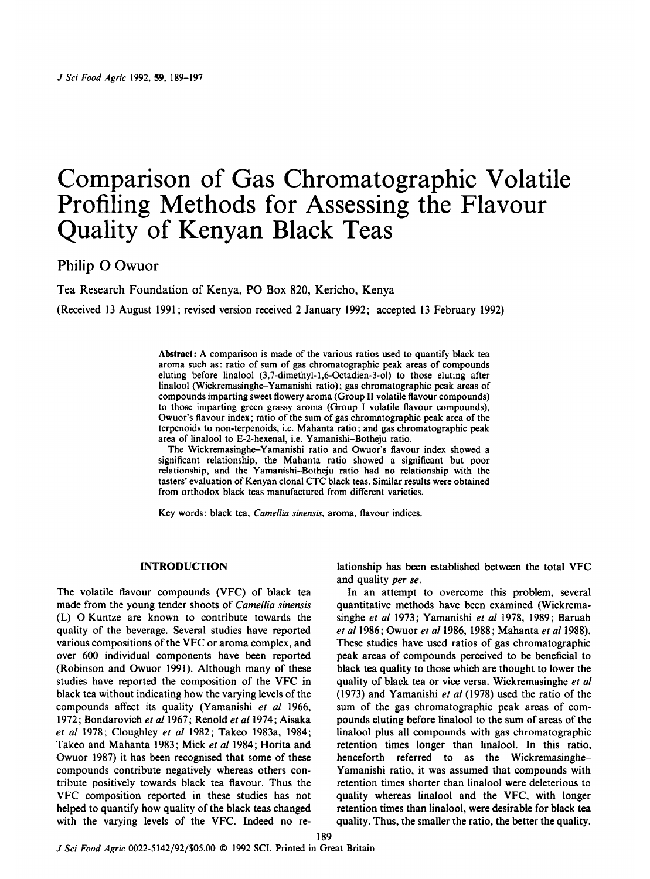# Comparison of Gas Chromatographic Volatile Profiling Methods for Assessing the Flavour Quality of Kenyan Black Teas

Philip O Owuor

Tea Research Foundation of Kenya, PO Box 820, Kericho, Kenya

(Received 13 August 1991; revised version received 2 January 1992; accepted 13 February 1992)

**Abstract:** A comparison is made of the various ratios used to quantify black tea aroma such as: ratio of sum of gas chromatographic peak areas of compounds eluting before linalool (3,7-dimethyl-1,6-Octadien-3-ol) to those eluting after linalool (Wickremasinghe–Yamanishi ratio); gas chromatographic peak areas of compounds imparting sweet flowery aroma (Group II volatile flavour compounds) to those imparting green grassy aroma (Group I volatile flavour compounds), Owuor's flavour index; ratio of the sum of gas chromatographic peak area of the terpenoids to non-terpenoids, i.e. Mahanta ratio; and gas chromatographic peak area of linalool to E-2-hexenal, i.e. Yamanishi–Botheju ratio.

The Wickremasinghe–Yamanishi ratio and Owuor's flavour index showed a significant relationship, the Mahanta ratio showed a significant but poor relationship, and the Yamanishi–Botheju ratio had no relationship with the tasters' evaluation of Kenyan clonal CTC black teas. Similar results were obtained from orthodox black teas manufactured from different varieties.

Key words: black tea, *Camellia sinensis*, aroma, flavour indices.

## INTRODUCTION

The volatile flavour compounds (VFC) of black tea made from the young tender shoots of *Camellia sinensis* (L) O Kuntze are known to contribute towards the quality of the beverage. Several studies have reported various compositions of the VFC or aroma complex, and over 600 individual components have been reported (Robinson and Owuor 1991). Although many of these studies have reported the composition of the VFC in black tea without indicating how the varying levels of the compounds affect its quality (Yamanishi *et al* 1966, 1972; Bondarovich *et al* 1967; Renold *et al* 1974; Aisaka *et al* 1978; Cloughley *et al* 1982; Takeo 1983a, 1984; Takeo and Mahanta 1983; Mick *et al* 1984; Horita and Owuor 1987) it has been recognised that some of these compounds contribute negatively whereas others contribute positively towards black tea flavour. Thus the VFC composition reported in these studies has not helped to quantify how quality of the black teas changed with the varying levels of the VFC. Indeed no relationship has been established between the total VFC and quality *per se*.

In an attempt to overcome this problem, several quantitative methods have been examined (Wickremasinghe *et al* 1973; Yamanishi *et al* 1978, 1989; Baruah *et al* 1986; Owuor *et al* 1986, 1988; Mahanta *et al* 1988). These studies have used ratios of gas chromatographic peak areas of compounds perceived to be beneficial to black tea quality to those which are thought to lower the quality of black tea or vice versa. Wickremasinghe *et al* (1973) and Yamanishi *et al* (1978) used the ratio of the sum of the gas chromatographic peak areas of compounds eluting before linalool to the sum of areas of the linalool plus all compounds with gas chromatographic retention times longer than linalool. In this ratio, henceforth referred to as the Wickremasinghe–Yamanishi ratio, it was assumed that compounds with retention times shorter than linalool were deleterious to quality whereas linalool and the VFC, with longer retention times than linalool, were desirable for black tea quality. Thus, the smaller the ratio, the better the quality.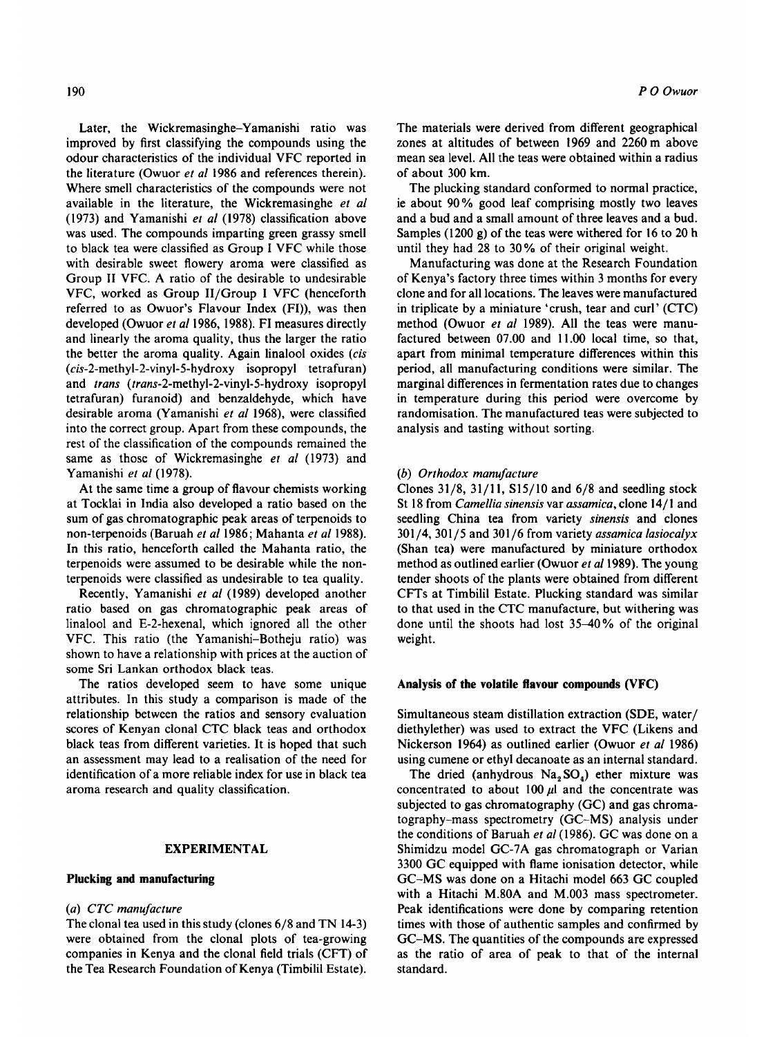Later, the Wickremasinghe–Yamanishi ratio was improved by first classifying the compounds using the odour characteristics of the individual VFC reported in the literature (Owuor *et al* 1986 and references therein). Where smell characteristics of the compounds were not available in the literature, the Wickremasinghe *et al* (1973) and Yamanishi *et al* (1978) classification above was used. The compounds imparting green grassy smell to black tea were classified as Group I VFC while those with desirable sweet flowery aroma were classified as Group II VFC. A ratio of the desirable to undesirable VFC, worked as Group II/Group I VFC (henceforth referred to as Owuor's Flavour Index (FI)), was then developed (Owuor *et al* 1986, 1988). FI measures directly and linearly the aroma quality, thus the larger the ratio the better the aroma quality. Again linalool oxides (*cis* (*cis*-2-methyl-2-vinyl-5-hydroxy isopropyl tetrafuran) and *trans* (*trans*-2-methyl-2-vinyl-5-hydroxy isopropyl tetrafuran) furanoid) and benzaldehyde, which have desirable aroma (Yamanishi *et al* 1968), were classified into the correct group. Apart from these compounds, the rest of the classification of the compounds remained the same as those of Wickremasinghe *et al* (1973) and Yamanishi *et al* (1978).

At the same time a group of flavour chemists working at Tocklai in India also developed a ratio based on the sum of gas chromatographic peak areas of terpenoids to non-terpenoids (Baruah *et al* 1986; Mahanta *et al* 1988). In this ratio, henceforth called the Mahanta ratio, the terpenoids were assumed to be desirable while the non-terpenoids were classified as undesirable to tea quality.

Recently, Yamanishi *et al* (1989) developed another ratio based on gas chromatographic peak areas of linalool and E-2-hexenal, which ignored all the other VFC. This ratio (the Yamanishi–Botheju ratio) was shown to have a relationship with prices at the auction of some Sri Lankan orthodox black teas.

The ratios developed seem to have some unique attributes. In this study a comparison is made of the relationship between the ratios and sensory evaluation scores of Kenyan clonal CTC black teas and orthodox black teas from different varieties. It is hoped that such an assessment may lead to a realisation of the need for identification of a more reliable index for use in black tea aroma research and quality classification.

## EXPERIMENTAL

### Plucking and manufacturing

#### (a) *CTC manufacture*

The clonal tea used in this study (clones 6/8 and TN 14-3) were obtained from the clonal plots of tea-growing companies in Kenya and the clonal field trials (CFT) of the Tea Research Foundation of Kenya (Timbilil Estate). The materials were derived from different geographical zones at altitudes of between 1969 and 2260 m above mean sea level. All the teas were obtained within a radius of about 300 km.

The plucking standard conformed to normal practice, ie about 90% good leaf comprising mostly two leaves and a bud and a small amount of three leaves and a bud. Samples (1200 g) of the teas were withered for 16 to 20 h until they had 28 to 30% of their original weight.

Manufacturing was done at the Research Foundation of Kenya's factory three times within 3 months for every clone and for all locations. The leaves were manufactured in triplicate by a miniature 'crush, tear and curl' (CTC) method (Owuor *et al* 1989). All the teas were manufactured between 07.00 and 11.00 local time, so that, apart from minimal temperature differences within this period, all manufacturing conditions were similar. The marginal differences in fermentation rates due to changes in temperature during this period were overcome by randomisation. The manufactured teas were subjected to analysis and tasting without sorting.

#### (b) *Orthodox manufacture*

Clones 31/8, 31/11, S15/10 and 6/8 and seedling stock St 18 from *Camellia sinensis* var *assamica*, clone 14/1 and seedling China tea from variety *sinensis* and clones 301/4, 301/5 and 301/6 from variety *assamica lasiocalyx* (Shan tea) were manufactured by miniature orthodox method as outlined earlier (Owuor *et al* 1989). The young tender shoots of the plants were obtained from different CFTs at Timbilil Estate. Plucking standard was similar to that used in the CTC manufacture, but withering was done until the shoots had lost 35–40% of the original weight.

### Analysis of the volatile flavour compounds (VFC)

Simultaneous steam distillation extraction (SDE, water/diethylether) was used to extract the VFC (Likens and Nickerson 1964) as outlined earlier (Owuor *et al* 1986) using cumene or ethyl decanoate as an internal standard.

The dried (anhydrous $Na_2SO_4$) ether mixture was concentrated to about 100 $\mu$l and the concentrate was subjected to gas chromatography (GC) and gas chromatography–mass spectrometry (GC–MS) analysis under the conditions of Baruah *et al* (1986). GC was done on a Shimidzu model GC-7A gas chromatograph or Varian 3300 GC equipped with flame ionisation detector, while GC–MS was done on a Hitachi model 663 GC coupled with a Hitachi M.80A and M.003 mass spectrometer. Peak identifications were done by comparing retention times with those of authentic samples and confirmed by GC–MS. The quantities of the compounds are expressed as the ratio of area of peak to that of the internal standard.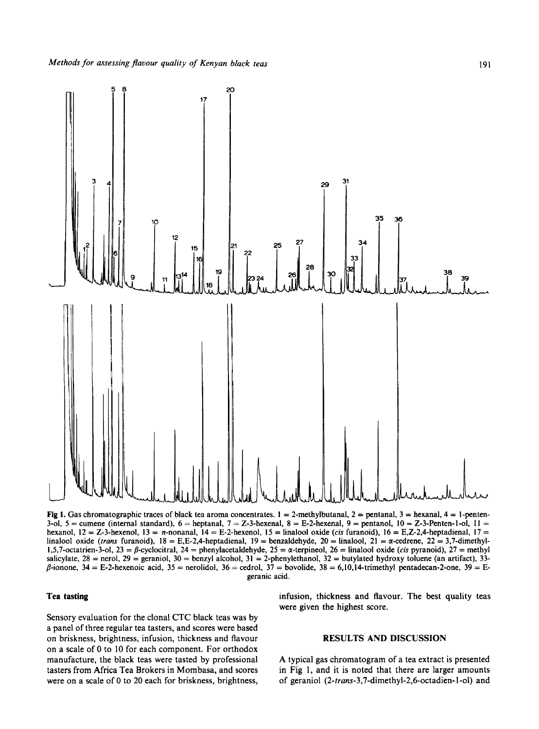**Fig 1.** Gas chromatographic traces of black tea aroma concentrates. 1 = 2-methylbutanal, 2 = pentanal, 3 = hexanal, 4 = 1-penten-3-ol, 5 = cumene (internal standard), 6 = heptanal, 7 = Z-3-hexenal, 8 = E-2-hexenal, 9 = pentanol, 10 = Z-3-Penten-1-ol, 11 = hexanol, 12 = Z-3-hexenol, 13 = *n*-nonanal, 14 = E-2-hexenol, 15 = linalool oxide (*cis* furanoid), 16 = E,Z-2,4-heptadienal, 17 = linalool oxide (*trans* furanoid), 18 = E,E-2,4-heptadienal, 19 = benzaldehyde, 20 = linalool, 21 = α-cedrene, 22 = 3,7-dimethyl-1,5,7-octatrien-3-ol, 23 = β-cyclocitral, 24 = phenylacetaldehyde, 25 = α-terpineol, 26 = linalool oxide (*cis* pyranoid), 27 = methyl salicylate, 28 = nerol, 29 = geraniol, 30 = benzyl alcohol, 31 = 2-phenylethanol, 32 = butylated hydroxy toluene (an artifact), 33- β-ionone, 34 = E-2-hexenoic acid, 35 = nerolidol, 36 = cedrol, 37 = bovolide, 38 = 6,10,14-trimethyl pentadecan-2-one, 39 = E-geranic acid.

### Tea tasting

Sensory evaluation for the clonal CTC black teas was by a panel of three regular tea tasters, and scores were based on briskness, brightness, infusion, thickness and flavour on a scale of 0 to 10 for each component. For orthodox manufacture, the black teas were tasted by professional tasters from Africa Tea Brokers in Mombasa, and scores were on a scale of 0 to 20 each for briskness, brightness, infusion, thickness and flavour. The best quality teas were given the highest score.

## RESULTS AND DISCUSSION

A typical gas chromatogram of a tea extract is presented in Fig 1, and it is noted that there are larger amounts of geraniol (2-*trans*-3,7-dimethyl-2,6-octadien-1-ol) and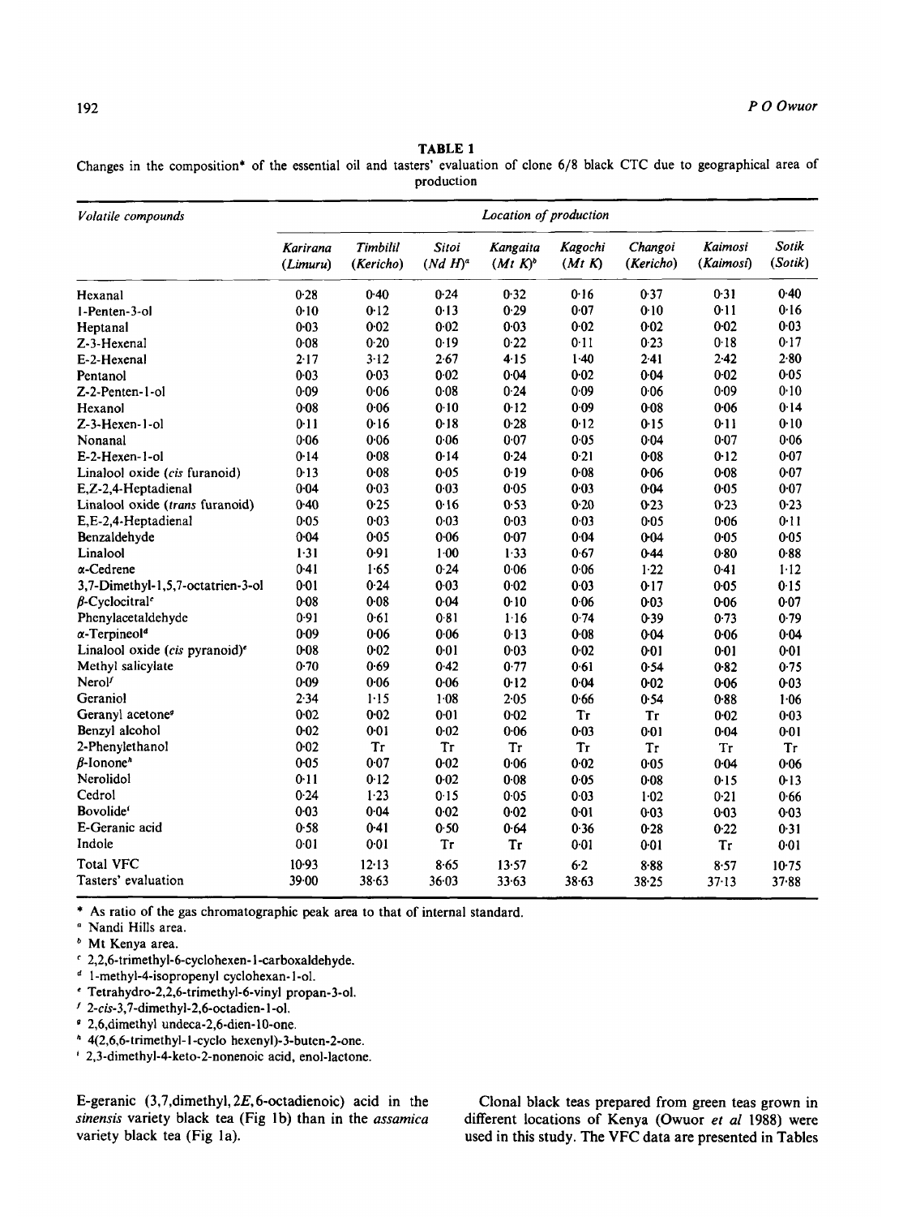**TABLE 1**

Changes in the composition* of the essential oil and tasters' evaluation of clone 6/8 black CTC due to geographical area of production

| Volatile compounds | Location of production | | | | | | | |
|---|---|---|---|---|---|---|---|---|
| | *Karirana (Limuru)* | *Timbilil (Kericho)* | *Sitoi (Nd H)*[a] | *Kangaita (Mt K)*[b] | *Kagochi (Mt K)* | *Changoi (Kericho)* | *Kaimosi (Kaimosi)* | *Sotik (Sotik)* |
| Hexanal | 0·28 | 0·40 | 0·24 | 0·32 | 0·16 | 0·37 | 0·31 | 0·40 |
| 1-Penten-3-ol | 0·10 | 0·12 | 0·13 | 0·29 | 0·07 | 0·10 | 0·11 | 0·16 |
| Heptanal | 0·03 | 0·02 | 0·02 | 0·03 | 0·02 | 0·02 | 0·02 | 0·03 |
| Z-3-Hexenal | 0·08 | 0·20 | 0·19 | 0·22 | 0·11 | 0·23 | 0·18 | 0·17 |
| E-2-Hexenal | 2·17 | 3·12 | 2·67 | 4·15 | 1·40 | 2·41 | 2·42 | 2·80 |
| Pentanol | 0·03 | 0·03 | 0·02 | 0·04 | 0·02 | 0·04 | 0·02 | 0·05 |
| Z-2-Penten-1-ol | 0·09 | 0·06 | 0·08 | 0·24 | 0·09 | 0·06 | 0·09 | 0·10 |
| Hexanol | 0·08 | 0·06 | 0·10 | 0·12 | 0·09 | 0·08 | 0·06 | 0·14 |
| Z-3-Hexen-1-ol | 0·11 | 0·16 | 0·18 | 0·28 | 0·12 | 0·15 | 0·11 | 0·10 |
| Nonanal | 0·06 | 0·06 | 0·06 | 0·07 | 0·05 | 0·04 | 0·07 | 0·06 |
| E-2-Hexen-1-ol | 0·14 | 0·08 | 0·14 | 0·24 | 0·21 | 0·08 | 0·12 | 0·07 |
| Linalool oxide (*cis* furanoid) | 0·13 | 0·08 | 0·05 | 0·19 | 0·08 | 0·06 | 0·08 | 0·07 |
| E,Z-2,4-Heptadienal | 0·04 | 0·03 | 0·03 | 0·05 | 0·03 | 0·04 | 0·05 | 0·07 |
| Linalool oxide (*trans* furanoid) | 0·40 | 0·25 | 0·16 | 0·53 | 0·20 | 0·23 | 0·23 | 0·23 |
| E,E-2,4-Heptadienal | 0·05 | 0·03 | 0·03 | 0·03 | 0·03 | 0·05 | 0·06 | 0·11 |
| Benzaldehyde | 0·04 | 0·05 | 0·06 | 0·07 | 0·04 | 0·04 | 0·05 | 0·05 |
| Linalool | 1·31 | 0·91 | 1·00 | 1·33 | 0·67 | 0·44 | 0·80 | 0·88 |
| α-Cedrene | 0·41 | 1·65 | 0·24 | 0·06 | 0·06 | 1·22 | 0·41 | 1·12 |
| 3,7-Dimethyl-1,5,7-octatrien-3-ol | 0·01 | 0·24 | 0·03 | 0·02 | 0·03 | 0·17 | 0·05 | 0·15 |
| β-Cyclocitral[c] | 0·08 | 0·08 | 0·04 | 0·10 | 0·06 | 0·03 | 0·06 | 0·07 |
| Phenylacetaldehyde | 0·91 | 0·61 | 0·81 | 1·16 | 0·74 | 0·39 | 0·73 | 0·79 |
| α-Terpineol[d] | 0·09 | 0·06 | 0·06 | 0·13 | 0·08 | 0·04 | 0·06 | 0·04 |
| Linalool oxide (*cis* pyranoid)[e] | 0·08 | 0·02 | 0·01 | 0·03 | 0·02 | 0·01 | 0·01 | 0·01 |
| Methyl salicylate | 0·70 | 0·69 | 0·42 | 0·77 | 0·61 | 0·54 | 0·82 | 0·75 |
| Nerol[f] | 0·09 | 0·06 | 0·06 | 0·12 | 0·04 | 0·02 | 0·06 | 0·03 |
| Geraniol | 2·34 | 1·15 | 1·08 | 2·05 | 0·66 | 0·54 | 0·88 | 1·06 |
| Geranyl acetone[g] | 0·02 | 0·02 | 0·01 | 0·02 | Tr | Tr | 0·02 | 0·03 |
| Benzyl alcohol | 0·02 | 0·01 | 0·02 | 0·06 | 0·03 | 0·01 | 0·04 | 0·01 |
| 2-Phenylethanol | 0·02 | Tr | Tr | Tr | Tr | Tr | Tr | Tr |
| β-Ionone[h] | 0·05 | 0·07 | 0·02 | 0·06 | 0·02 | 0·05 | 0·04 | 0·06 |
| Nerolidol | 0·11 | 0·12 | 0·02 | 0·08 | 0·05 | 0·08 | 0·15 | 0·13 |
| Cedrol | 0·24 | 1·23 | 0·15 | 0·05 | 0·03 | 1·02 | 0·21 | 0·66 |
| Bovolide[i] | 0·03 | 0·04 | 0·02 | 0·02 | 0·01 | 0·03 | 0·03 | 0·03 |
| E-Geranic acid | 0·58 | 0·41 | 0·50 | 0·64 | 0·36 | 0·28 | 0·22 | 0·31 |
| Indole | 0·01 | 0·01 | Tr | Tr | 0·01 | 0·01 | Tr | 0·01 |
| Total VFC | 10·93 | 12·13 | 8·65 | 13·57 | 6·2 | 8·88 | 8·57 | 10·75 |
| Tasters' evaluation | 39·00 | 38·63 | 36·03 | 33·63 | 38·63 | 38·25 | 37·13 | 37·88 |

\* As ratio of the gas chromatographic peak area to that of internal standard.
[a] Nandi Hills area.
[b] Mt Kenya area.
[c] 2,2,6-trimethyl-6-cyclohexen-1-carboxaldehyde.
[d] 1-methyl-4-isopropenyl cyclohexan-1-ol.
[e] Tetrahydro-2,2,6-trimethyl-6-vinyl propan-3-ol.
[f] 2-*cis*-3,7-dimethyl-2,6-octadien-1-ol.
[g] 2,6,dimethyl undeca-2,6-dien-10-one.
[h] 4(2,6,6-trimethyl-1-cyclo hexenyl)-3-buten-2-one.
[i] 2,3-dimethyl-4-keto-2-nonenoic acid, enol-lactone.

E-geranic (3,7,dimethyl, 2*E*, 6-octadienoic) acid in the *sinensis* variety black tea (Fig 1b) than in the *assamica* variety black tea (Fig 1a).

Clonal black teas prepared from green teas grown in different locations of Kenya (Owuor *et al* 1988) were used in this study. The VFC data are presented in Tables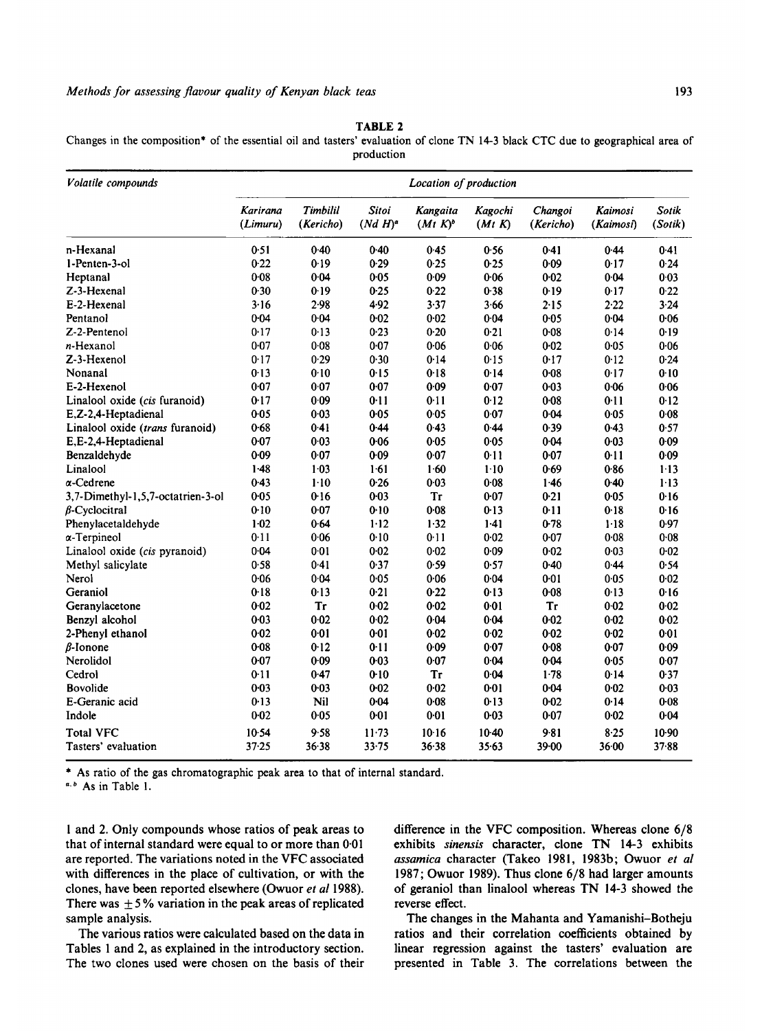**TABLE 2**

Changes in the composition* of the essential oil and tasters' evaluation of clone TN 14-3 black CTC due to geographical area of production

| Volatile compounds | Location of production | | | | | | | |
|---|---|---|---|---|---|---|---|---|
| | *Karirana (Limuru)* | *Timbilil (Kericho)* | *Sitoi (Nd H)*[a] | *Kangaita (Mt K)*[b] | *Kagochi (Mt K)* | *Changoi (Kericho)* | *Kaimosi (Kaimosi)* | *Sotik (Sotik)* |
| n-Hexanal | 0·51 | 0·40 | 0·40 | 0·45 | 0·56 | 0·41 | 0·44 | 0·41 |
| 1-Penten-3-ol | 0·22 | 0·19 | 0·29 | 0·25 | 0·25 | 0·09 | 0·17 | 0·24 |
| Heptanal | 0·08 | 0·04 | 0·05 | 0·09 | 0·06 | 0·02 | 0·04 | 0·03 |
| Z-3-Hexenal | 0·30 | 0·19 | 0·25 | 0·22 | 0·38 | 0·19 | 0·17 | 0·22 |
| E-2-Hexenal | 3·16 | 2·98 | 4·92 | 3·37 | 3·66 | 2·15 | 2·22 | 3·24 |
| Pentanol | 0·04 | 0·04 | 0·02 | 0·02 | 0·04 | 0·05 | 0·04 | 0·06 |
| Z-2-Pentenol | 0·17 | 0·13 | 0·23 | 0·20 | 0·21 | 0·08 | 0·14 | 0·19 |
| *n*-Hexanol | 0·07 | 0·08 | 0·07 | 0·06 | 0·06 | 0·02 | 0·05 | 0·06 |
| Z-3-Hexenol | 0·17 | 0·29 | 0·30 | 0·14 | 0·15 | 0·17 | 0·12 | 0·24 |
| Nonanal | 0·13 | 0·10 | 0·15 | 0·18 | 0·14 | 0·08 | 0·17 | 0·10 |
| E-2-Hexenol | 0·07 | 0·07 | 0·07 | 0·09 | 0·07 | 0·03 | 0·06 | 0·06 |
| Linalool oxide (*cis* furanoid) | 0·17 | 0·09 | 0·11 | 0·11 | 0·12 | 0·08 | 0·11 | 0·12 |
| E,Z-2,4-Heptadienal | 0·05 | 0·03 | 0·05 | 0·05 | 0·07 | 0·04 | 0·05 | 0·08 |
| Linalool oxide (*trans* furanoid) | 0·68 | 0·41 | 0·44 | 0·43 | 0·44 | 0·39 | 0·43 | 0·57 |
| E,E-2,4-Heptadienal | 0·07 | 0·03 | 0·06 | 0·05 | 0·05 | 0·04 | 0·03 | 0·09 |
| Benzaldehyde | 0·09 | 0·07 | 0·09 | 0·07 | 0·11 | 0·07 | 0·11 | 0·09 |
| Linalool | 1·48 | 1·03 | 1·61 | 1·60 | 1·10 | 0·69 | 0·86 | 1·13 |
| α-Cedrene | 0·43 | 1·10 | 0·26 | 0·03 | 0·08 | 1·46 | 0·40 | 1·13 |
| 3,7-Dimethyl-1,5,7-octatrien-3-ol | 0·05 | 0·16 | 0·03 | Tr | 0·07 | 0·21 | 0·05 | 0·16 |
| β-Cyclocitral | 0·10 | 0·07 | 0·10 | 0·08 | 0·13 | 0·11 | 0·18 | 0·16 |
| Phenylacetaldehyde | 1·02 | 0·64 | 1·12 | 1·32 | 1·41 | 0·78 | 1·18 | 0·97 |
| α-Terpineol | 0·11 | 0·06 | 0·10 | 0·11 | 0·02 | 0·07 | 0·08 | 0·08 |
| Linalool oxide (*cis* pyranoid) | 0·04 | 0·01 | 0·02 | 0·02 | 0·09 | 0·02 | 0·03 | 0·02 |
| Methyl salicylate | 0·58 | 0·41 | 0·37 | 0·59 | 0·57 | 0·40 | 0·44 | 0·54 |
| Nerol | 0·06 | 0·04 | 0·05 | 0·06 | 0·04 | 0·01 | 0·05 | 0·02 |
| Geraniol | 0·18 | 0·13 | 0·21 | 0·22 | 0·13 | 0·08 | 0·13 | 0·16 |
| Geranylacetone | 0·02 | Tr | 0·02 | 0·02 | 0·01 | Tr | 0·02 | 0·02 |
| Benzyl alcohol | 0·03 | 0·02 | 0·02 | 0·04 | 0·04 | 0·02 | 0·02 | 0·02 |
| 2-Phenyl ethanol | 0·02 | 0·01 | 0·01 | 0·02 | 0·02 | 0·02 | 0·02 | 0·01 |
| β-Ionone | 0·08 | 0·12 | 0·11 | 0·09 | 0·07 | 0·08 | 0·07 | 0·09 |
| Nerolidol | 0·07 | 0·09 | 0·03 | 0·07 | 0·04 | 0·04 | 0·05 | 0·07 |
| Cedrol | 0·11 | 0·47 | 0·10 | Tr | 0·04 | 1·78 | 0·14 | 0·37 |
| Bovolide | 0·03 | 0·03 | 0·02 | 0·02 | 0·01 | 0·04 | 0·02 | 0·03 |
| E-Geranic acid | 0·13 | Nil | 0·04 | 0·08 | 0·13 | 0·02 | 0·14 | 0·08 |
| Indole | 0·02 | 0·05 | 0·01 | 0·01 | 0·03 | 0·07 | 0·02 | 0·04 |
| Total VFC | 10·54 | 9·58 | 11·73 | 10·16 | 10·40 | 9·81 | 8·25 | 10·90 |
| Tasters' evaluation | 37·25 | 36·38 | 33·75 | 36·38 | 35·63 | 39·00 | 36·00 | 37·88 |

\* As ratio of the gas chromatographic peak area to that of internal standard.

[a, b] As in Table 1.

1 and 2. Only compounds whose ratios of peak areas to that of internal standard were equal to or more than 0·01 are reported. The variations noted in the VFC associated with differences in the place of cultivation, or with the clones, have been reported elsewhere (Owuor *et al* 1988). There was ±5% variation in the peak areas of replicated sample analysis.

The various ratios were calculated based on the data in Tables 1 and 2, as explained in the introductory section. The two clones used were chosen on the basis of their difference in the VFC composition. Whereas clone 6/8 exhibits *sinensis* character, clone TN 14-3 exhibits *assamica* character (Takeo 1981, 1983b; Owuor *et al* 1987; Owuor 1989). Thus clone 6/8 had larger amounts of geraniol than linalool whereas TN 14-3 showed the reverse effect.

The changes in the Mahanta and Yamanishi–Botheju ratios and their correlation coefficients obtained by linear regression against the tasters' evaluation are presented in Table 3. The correlations between the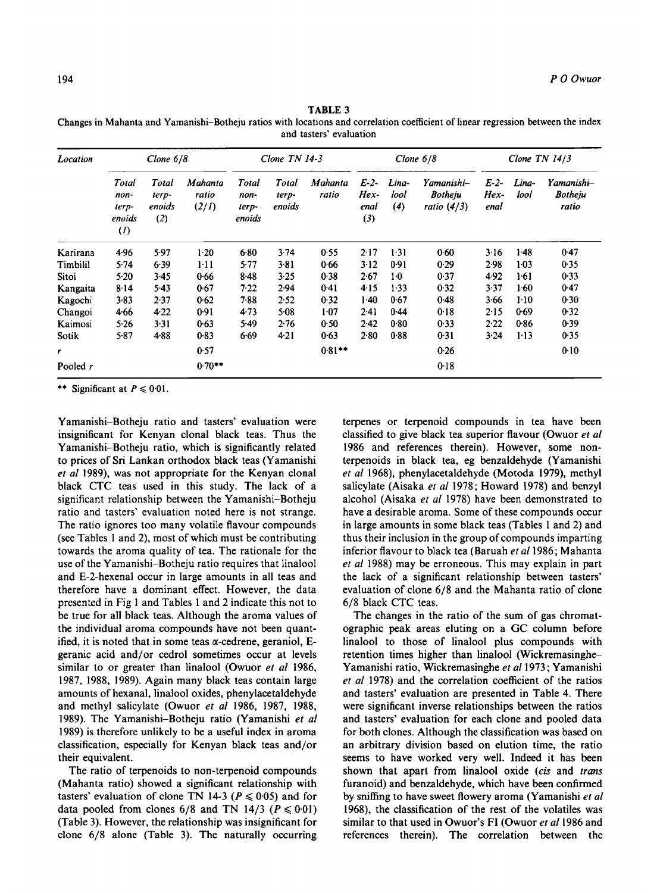**TABLE 3**

Changes in Mahanta and Yamanishi–Botheju ratios with locations and correlation coefficient of linear regression between the index and tasters' evaluation

| Location | Clone 6/8 | | | Clone TN 14-3 | | | Clone 6/8 | | | Clone TN 14/3 | | |
|---|---|---|---|---|---|---|---|---|---|---|---|---|
| | Total non-terpenoids (1) | Total terpenoids (2) | Mahanta ratio (2/1) | Total non-terpenoids | Total terpenoids | Mahanta ratio | E-2-Hexenal (3) | Linalool (4) | Yamanishi–Botheju ratio (4/3) | E-2-Hexenal | Linalool | Yamanishi–Botheju ratio |
| Karirana | 4·96 | 5·97 | 1·20 | 6·80 | 3·74 | 0·55 | 2·17 | 1·31 | 0·60 | 3·16 | 1·48 | 0·47 |
| Timbilil | 5·74 | 6·39 | 1·11 | 5·77 | 3·81 | 0·66 | 3·12 | 0·91 | 0·29 | 2·98 | 1·03 | 0·35 |
| Sitoi | 5·20 | 3·45 | 0·66 | 8·48 | 3·25 | 0·38 | 2·67 | 1·0 | 0·37 | 4·92 | 1·61 | 0·33 |
| Kangaita | 8·14 | 5·43 | 0·67 | 7·22 | 2·94 | 0·41 | 4·15 | 1·33 | 0·32 | 3·37 | 1·60 | 0·47 |
| Kagochi | 3·83 | 2·37 | 0·62 | 7·88 | 2·52 | 0·32 | 1·40 | 0·67 | 0·48 | 3·66 | 1·10 | 0·30 |
| Changoi | 4·66 | 4·22 | 0·91 | 4·73 | 5·08 | 1·07 | 2·41 | 0·44 | 0·18 | 2·15 | 0·69 | 0·32 |
| Kaimosi | 5·26 | 3·31 | 0·63 | 5·49 | 2·76 | 0·50 | 2·42 | 0·80 | 0·33 | 2·22 | 0·86 | 0·39 |
| Sotik | 5·87 | 4·88 | 0·83 | 6·69 | 4·21 | 0·63 | 2·80 | 0·88 | 0·31 | 3·24 | 1·13 | 0·35 |
| $r$ | | | 0·57 | | | 0·81** | | | 0·26 | | | 0·10 |
| Pooled $r$ | | | 0·70** | | | | | | 0·18 | | | |

** Significant at $P \leqslant 0·01$.

Yamanishi–Botheju ratio and tasters' evaluation were insignificant for Kenyan clonal black teas. Thus the Yamanishi–Botheju ratio, which is significantly related to prices of Sri Lankan orthodox black teas (Yamanishi *et al* 1989), was not appropriate for the Kenyan clonal black CTC teas used in this study. The lack of a significant relationship between the Yamanishi–Botheju ratio and tasters' evaluation noted here is not strange. The ratio ignores too many volatile flavour compounds (see Tables 1 and 2), most of which must be contributing towards the aroma quality of tea. The rationale for the use of the Yamanishi–Botheju ratio requires that linalool and E-2-hexenal occur in large amounts in all teas and therefore have a dominant effect. However, the data presented in Fig 1 and Tables 1 and 2 indicate this not to be true for all black teas. Although the aroma values of the individual aroma compounds have not been quantified, it is noted that in some teas α-cedrene, geraniol, E-geranic acid and/or cedrol sometimes occur at levels similar to or greater than linalool (Owuor *et al* 1986, 1987, 1988, 1989). Again many black teas contain large amounts of hexanal, linalool oxides, phenylacetaldehyde and methyl salicylate (Owuor *et al* 1986, 1987, 1988, 1989). The Yamanishi–Botheju ratio (Yamanishi *et al* 1989) is therefore unlikely to be a useful index in aroma classification, especially for Kenyan black teas and/or their equivalent.

The ratio of terpenoids to non-terpenoid compounds (Mahanta ratio) showed a significant relationship with tasters' evaluation of clone TN 14-3 ($P \leqslant 0·05$) and for data pooled from clones 6/8 and TN 14/3 ($P \leqslant 0·01$) (Table 3). However, the relationship was insignificant for clone 6/8 alone (Table 3). The naturally occurring terpenes or terpenoid compounds in tea have been classified to give black tea superior flavour (Owuor *et al* 1986 and references therein). However, some non-terpenoids in black tea, eg benzaldehyde (Yamanishi *et al* 1968), phenylacetaldehyde (Motoda 1979), methyl salicylate (Aisaka *et al* 1978; Howard 1978) and benzyl alcohol (Aisaka *et al* 1978) have been demonstrated to have a desirable aroma. Some of these compounds occur in large amounts in some black teas (Tables 1 and 2) and thus their inclusion in the group of compounds imparting inferior flavour to black tea (Baruah *et al* 1986; Mahanta *et al* 1988) may be erroneous. This may explain in part the lack of a significant relationship between tasters' evaluation of clone 6/8 and the Mahanta ratio of clone 6/8 black CTC teas.

The changes in the ratio of the sum of gas chromatographic peak areas eluting on a GC column before linalool to those of linalool plus compounds with retention times higher than linalool (Wickremasinghe–Yamanishi ratio, Wickremasinghe *et al* 1973; Yamanishi *et al* 1978) and the correlation coefficient of the ratios and tasters' evaluation are presented in Table 4. There were significant inverse relationships between the ratios and tasters' evaluation for each clone and pooled data for both clones. Although the classification was based on an arbitrary division based on elution time, the ratio seems to have worked very well. Indeed it has been shown that apart from linalool oxide (*cis* and *trans* furanoid) and benzaldehyde, which have been confirmed by sniffing to have sweet flowery aroma (Yamanishi *et al* 1968), the classification of the rest of the volatiles was similar to that used in Owuor's FI (Owuor *et al* 1986 and references therein). The correlation between the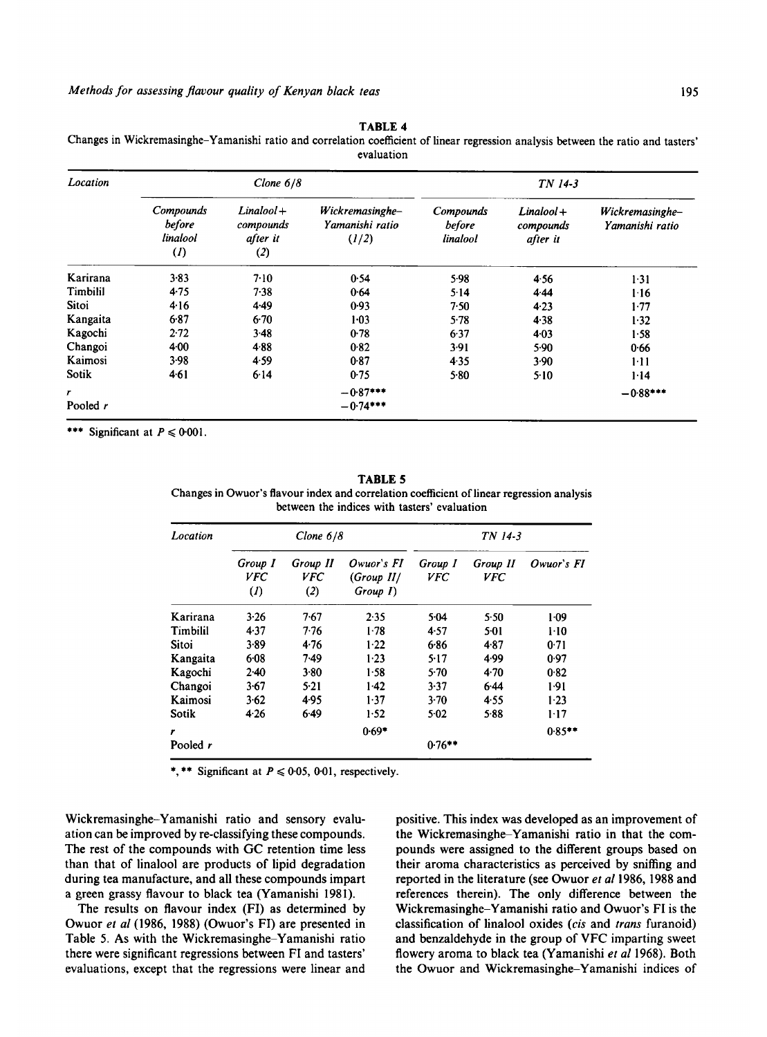**TABLE 4**

Changes in Wickremasinghe–Yamanishi ratio and correlation coefficient of linear regression analysis between the ratio and tasters' evaluation

| *Location* | *Clone 6/8* | | | *TN 14-3* | | |
|---|---|---|---|---|---|---|
| | *Compounds before linalool (1)* | *Linalool + compounds after it (2)* | *Wickremasinghe–Yamanishi ratio (1/2)* | *Compounds before linalool* | *Linalool + compounds after it* | *Wickremasinghe–Yamanishi ratio* |
| Karirana | 3·83 | 7·10 | 0·54 | 5·98 | 4·56 | 1·31 |
| Timbilil | 4·75 | 7·38 | 0·64 | 5·14 | 4·44 | 1·16 |
| Sitoi | 4·16 | 4·49 | 0·93 | 7·50 | 4·23 | 1·77 |
| Kangaita | 6·87 | 6·70 | 1·03 | 5·78 | 4·38 | 1·32 |
| Kagochi | 2·72 | 3·48 | 0·78 | 6·37 | 4·03 | 1·58 |
| Changoi | 4·00 | 4·88 | 0·82 | 3·91 | 5·90 | 0·66 |
| Kaimosi | 3·98 | 4·59 | 0·87 | 4·35 | 3·90 | 1·11 |
| Sotik | 4·61 | 6·14 | 0·75 | 5·80 | 5·10 | 1·14 |
| $r$ | | | −0·87*** | | | −0·88*** |
| Pooled $r$ | | | −0·74*** | | | |

*** Significant at $P \leqslant 0·001$.

**TABLE 5**

Changes in Owuor's flavour index and correlation coefficient of linear regression analysis between the indices with tasters' evaluation

| *Location* | *Clone 6/8* | | | *TN 14-3* | | |
|---|---|---|---|---|---|---|
| | *Group I VFC (1)* | *Group II VFC (2)* | *Owuor's FI (Group II/Group I)* | *Group I VFC* | *Group II VFC* | *Owuor's FI* |
| Karirana | 3·26 | 7·67 | 2·35 | 5·04 | 5·50 | 1·09 |
| Timbilil | 4·37 | 7·76 | 1·78 | 4·57 | 5·01 | 1·10 |
| Sitoi | 3·89 | 4·76 | 1·22 | 6·86 | 4·87 | 0·71 |
| Kangaita | 6·08 | 7·49 | 1·23 | 5·17 | 4·99 | 0·97 |
| Kagochi | 2·40 | 3·80 | 1·58 | 5·70 | 4·70 | 0·82 |
| Changoi | 3·67 | 5·21 | 1·42 | 3·37 | 6·44 | 1·91 |
| Kaimosi | 3·62 | 4·95 | 1·37 | 3·70 | 4·55 | 1·23 |
| Sotik | 4·26 | 6·49 | 1·52 | 5·02 | 5·88 | 1·17 |
| $r$ | | | 0·69* | | | 0·85** |
| Pooled $r$ | | | | 0·76** | | |

*, ** Significant at $P \leqslant 0·05$, 0·01, respectively.

Wickremasinghe–Yamanishi ratio and sensory evaluation can be improved by re-classifying these compounds. The rest of the compounds with GC retention time less than that of linalool are products of lipid degradation during tea manufacture, and all these compounds impart a green grassy flavour to black tea (Yamanishi 1981).

The results on flavour index (FI) as determined by Owuor *et al* (1986, 1988) (Owuor's FI) are presented in Table 5. As with the Wickremasinghe–Yamanishi ratio there were significant regressions between FI and tasters' evaluations, except that the regressions were linear and positive. This index was developed as an improvement of the Wickremasinghe–Yamanishi ratio in that the compounds were assigned to the different groups based on their aroma characteristics as perceived by sniffing and reported in the literature (see Owuor *et al* 1986, 1988 and references therein). The only difference between the Wickremasinghe–Yamanishi ratio and Owuor's FI is the classification of linalool oxides (*cis* and *trans* furanoid) and benzaldehyde in the group of VFC imparting sweet flowery aroma to black tea (Yamanishi *et al* 1968). Both the Owuor and Wickremasinghe–Yamanishi indices of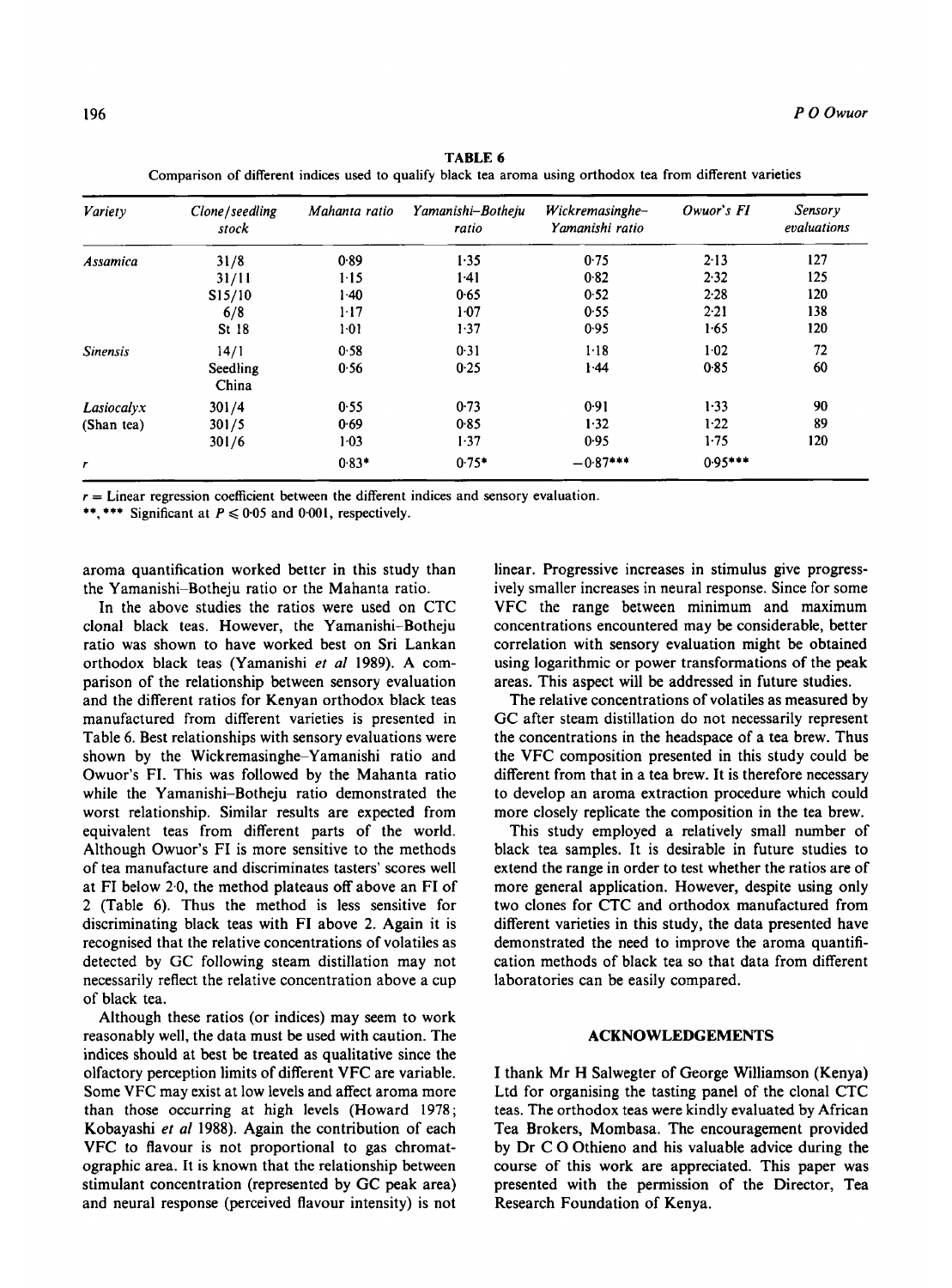**TABLE 6**
Comparison of different indices used to qualify black tea aroma using orthodox tea from different varieties

| Variety | Clone/seedling stock | Mahanta ratio | Yamanishi–Botheju ratio | Wickremasinghe–Yamanishi ratio | Owuor's FI | Sensory evaluations |
|---|---|---|---|---|---|---|
| *Assamica* | 31/8 | 0·89 | 1·35 | 0·75 | 2·13 | 127 |
| | 31/11 | 1·15 | 1·41 | 0·82 | 2·32 | 125 |
| | S15/10 | 1·40 | 0·65 | 0·52 | 2·28 | 120 |
| | 6/8 | 1·17 | 1·07 | 0·55 | 2·21 | 138 |
| | St 18 | 1·01 | 1·37 | 0·95 | 1·65 | 120 |
| *Sinensis* | 14/1 | 0·58 | 0·31 | 1·18 | 1·02 | 72 |
| | Seedling China | 0·56 | 0·25 | 1·44 | 0·85 | 60 |
| *Lasiocalyx* (Shan tea) | 301/4 | 0·55 | 0·73 | 0·91 | 1·33 | 90 |
| | 301/5 | 0·69 | 0·85 | 1·32 | 1·22 | 89 |
| | 301/6 | 1·03 | 1·37 | 0·95 | 1·75 | 120 |
| $r$ | | 0·83* | 0·75* | −0·87*** | 0·95*** | |

$r$ = Linear regression coefficient between the different indices and sensory evaluation.
\*\*, \*\*\* Significant at $P \leqslant 0{\cdot}05$ and 0·001, respectively.

aroma quantification worked better in this study than the Yamanishi–Botheju ratio or the Mahanta ratio.

In the above studies the ratios were used on CTC clonal black teas. However, the Yamanishi–Botheju ratio was shown to have worked best on Sri Lankan orthodox black teas (Yamanishi *et al* 1989). A comparison of the relationship between sensory evaluation and the different ratios for Kenyan orthodox black teas manufactured from different varieties is presented in Table 6. Best relationships with sensory evaluations were shown by the Wickremasinghe–Yamanishi ratio and Owuor's FI. This was followed by the Mahanta ratio while the Yamanishi–Botheju ratio demonstrated the worst relationship. Similar results are expected from equivalent teas from different parts of the world. Although Owuor's FI is more sensitive to the methods of tea manufacture and discriminates tasters' scores well at FI below 2·0, the method plateaus off above an FI of 2 (Table 6). Thus the method is less sensitive for discriminating black teas with FI above 2. Again it is recognised that the relative concentrations of volatiles as detected by GC following steam distillation may not necessarily reflect the relative concentration above a cup of black tea.

Although these ratios (or indices) may seem to work reasonably well, the data must be used with caution. The indices should at best be treated as qualitative since the olfactory perception limits of different VFC are variable. Some VFC may exist at low levels and affect aroma more than those occurring at high levels (Howard 1978; Kobayashi *et al* 1988). Again the contribution of each VFC to flavour is not proportional to gas chromatographic area. It is known that the relationship between stimulant concentration (represented by GC peak area) and neural response (perceived flavour intensity) is not linear. Progressive increases in stimulus give progressively smaller increases in neural response. Since for some VFC the range between minimum and maximum concentrations encountered may be considerable, better correlation with sensory evaluation might be obtained using logarithmic or power transformations of the peak areas. This aspect will be addressed in future studies.

The relative concentrations of volatiles as measured by GC after steam distillation do not necessarily represent the concentrations in the headspace of a tea brew. Thus the VFC composition presented in this study could be different from that in a tea brew. It is therefore necessary to develop an aroma extraction procedure which could more closely replicate the composition in the tea brew.

This study employed a relatively small number of black tea samples. It is desirable in future studies to extend the range in order to test whether the ratios are of more general application. However, despite using only two clones for CTC and orthodox manufactured from different varieties in this study, the data presented have demonstrated the need to improve the aroma quantification methods of black tea so that data from different laboratories can be easily compared.

## ACKNOWLEDGEMENTS

I thank Mr H Salwegter of George Williamson (Kenya) Ltd for organising the tasting panel of the clonal CTC teas. The orthodox teas were kindly evaluated by African Tea Brokers, Mombasa. The encouragement provided by Dr C O Othieno and his valuable advice during the course of this work are appreciated. This paper was presented with the permission of the Director, Tea Research Foundation of Kenya.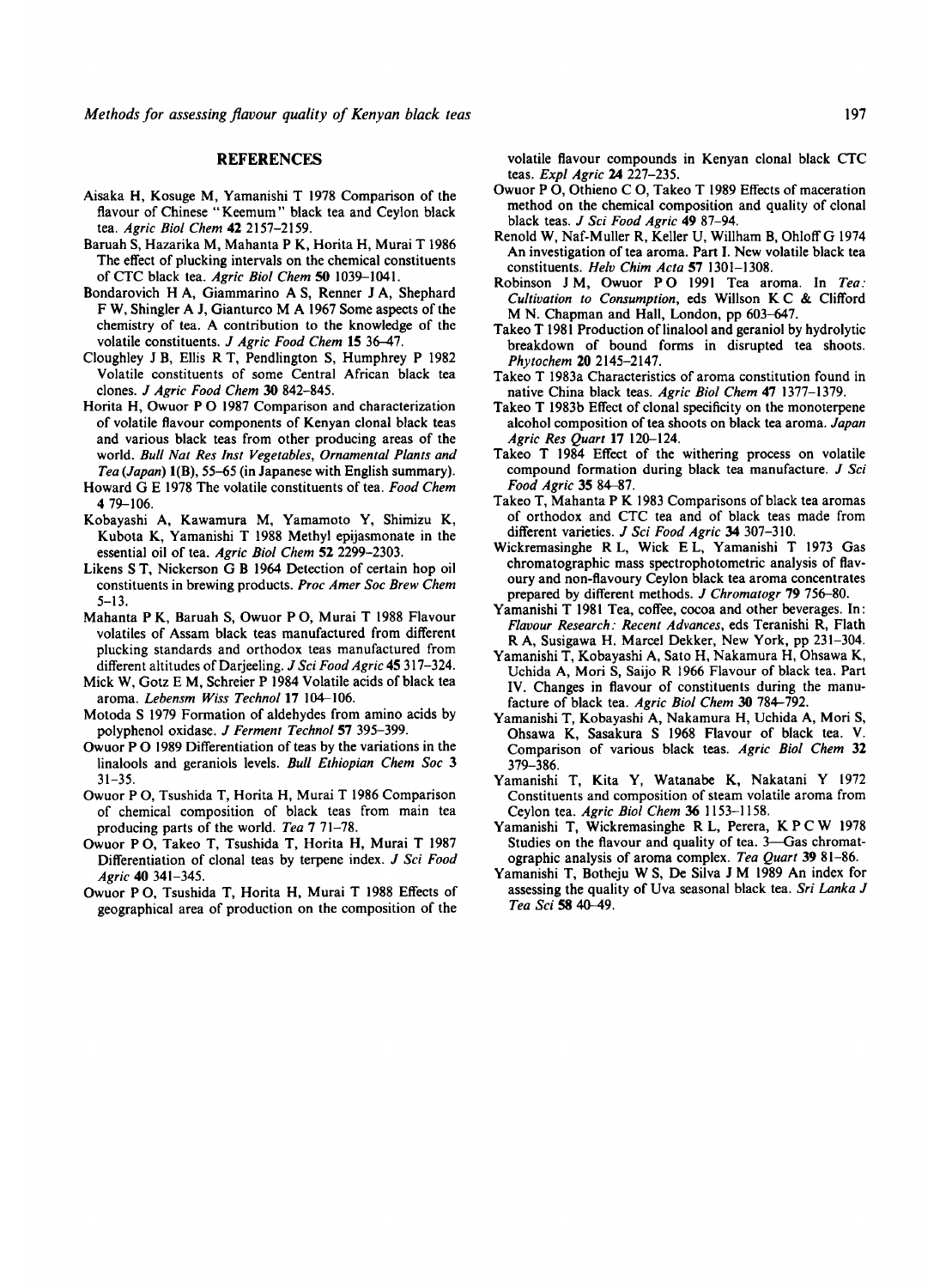## REFERENCES

Aisaka H, Kosuge M, Yamanishi T 1978 Comparison of the flavour of Chinese "Keemum" black tea and Ceylon black tea. *Agric Biol Chem* **42** 2157–2159.

Baruah S, Hazarika M, Mahanta P K, Horita H, Murai T 1986 The effect of plucking intervals on the chemical constituents of CTC black tea. *Agric Biol Chem* **50** 1039–1041.

Bondarovich H A, Giammarino A S, Renner J A, Shephard F W, Shingler A J, Gianturco M A 1967 Some aspects of the chemistry of tea. A contribution to the knowledge of the volatile constituents. *J Agric Food Chem* **15** 36–47.

Cloughley J B, Ellis R T, Pendlington S, Humphrey P 1982 Volatile constituents of some Central African black tea clones. *J Agric Food Chem* **30** 842–845.

Horita H, Owuor P O 1987 Comparison and characterization of volatile flavour components of Kenyan clonal black teas and various black teas from other producing areas of the world. *Bull Nat Res Inst Vegetables, Ornamental Plants and Tea (Japan)* **1**(B), 55–65 (in Japanese with English summary).

Howard G E 1978 The volatile constituents of tea. *Food Chem* **4** 79–106.

Kobayashi A, Kawamura M, Yamamoto Y, Shimizu K, Kubota K, Yamanishi T 1988 Methyl epijasmonate in the essential oil of tea. *Agric Biol Chem* **52** 2299–2303.

Likens S T, Nickerson G B 1964 Detection of certain hop oil constituents in brewing products. *Proc Amer Soc Brew Chem* 5–13.

Mahanta P K, Baruah S, Owuor P O, Murai T 1988 Flavour volatiles of Assam black teas manufactured from different plucking standards and orthodox teas manufactured from different altitudes of Darjeeling. *J Sci Food Agric* **45** 317–324.

Mick W, Gotz E M, Schreier P 1984 Volatile acids of black tea aroma. *Lebensm Wiss Technol* **17** 104–106.

Motoda S 1979 Formation of aldehydes from amino acids by polyphenol oxidase. *J Ferment Technol* **57** 395–399.

Owuor P O 1989 Differentiation of teas by the variations in the linalools and geraniols levels. *Bull Ethiopian Chem Soc* **3** 31–35.

Owuor P O, Tsushida T, Horita H, Murai T 1986 Comparison of chemical composition of black teas from main tea producing parts of the world. *Tea* **7** 71–78.

Owuor P O, Takeo T, Tsushida T, Horita H, Murai T 1987 Differentiation of clonal teas by terpene index. *J Sci Food Agric* **40** 341–345.

Owuor P O, Tsushida T, Horita H, Murai T 1988 Effects of geographical area of production on the composition of the volatile flavour compounds in Kenyan clonal black CTC teas. *Expl Agric* **24** 227–235.

Owuor P O, Othieno C O, Takeo T 1989 Effects of maceration method on the chemical composition and quality of clonal black teas. *J Sci Food Agric* **49** 87–94.

Renold W, Naf-Muller R, Keller U, Willham B, Ohloff G 1974 An investigation of tea aroma. Part I. New volatile black tea constituents. *Helv Chim Acta* **57** 1301–1308.

Robinson J M, Owuor P O 1991 Tea aroma. In *Tea: Cultivation to Consumption*, eds Willson K C & Clifford M N. Chapman and Hall, London, pp 603–647.

Takeo T 1981 Production of linalool and geraniol by hydrolytic breakdown of bound forms in disrupted tea shoots. *Phytochem* **20** 2145–2147.

Takeo T 1983a Characteristics of aroma constitution found in native China black teas. *Agric Biol Chem* **47** 1377–1379.

Takeo T 1983b Effect of clonal specificity on the monoterpene alcohol composition of tea shoots on black tea aroma. *Japan Agric Res Quart* **17** 120–124.

Takeo T 1984 Effect of the withering process on volatile compound formation during black tea manufacture. *J Sci Food Agric* **35** 84–87.

Takeo T, Mahanta P K 1983 Comparisons of black tea aromas of orthodox and CTC tea and of black teas made from different varieties. *J Sci Food Agric* **34** 307–310.

Wickremasinghe R L, Wick E L, Yamanishi T 1973 Gas chromatographic mass spectrophotometric analysis of flavoury and non-flavoury Ceylon black tea aroma concentrates prepared by different methods. *J Chromatogr* **79** 756–80.

Yamanishi T 1981 Tea, coffee, cocoa and other beverages. In: *Flavour Research: Recent Advances*, eds Teranishi R, Flath R A, Susigawa H. Marcel Dekker, New York, pp 231–304.

Yamanishi T, Kobayashi A, Sato H, Nakamura H, Ohsawa K, Uchida A, Mori S, Saijo R 1966 Flavour of black tea. Part IV. Changes in flavour of constituents during the manufacture of black tea. *Agric Biol Chem* **30** 784–792.

Yamanishi T, Kobayashi A, Nakamura H, Uchida A, Mori S, Ohsawa K, Sasakura S 1968 Flavour of black tea. V. Comparison of various black teas. *Agric Biol Chem* **32** 379–386.

Yamanishi T, Kita Y, Watanabe K, Nakatani Y 1972 Constituents and composition of steam volatile aroma from Ceylon tea. *Agric Biol Chem* **36** 1153–1158.

Yamanishi T, Wickremasinghe R L, Perera, K P C W 1978 Studies on the flavour and quality of tea. 3—Gas chromatographic analysis of aroma complex. *Tea Quart* **39** 81–86.

Yamanishi T, Botheju W S, De Silva J M 1989 An index for assessing the quality of Uva seasonal black tea. *Sri Lanka J Tea Sci* **58** 40–49.